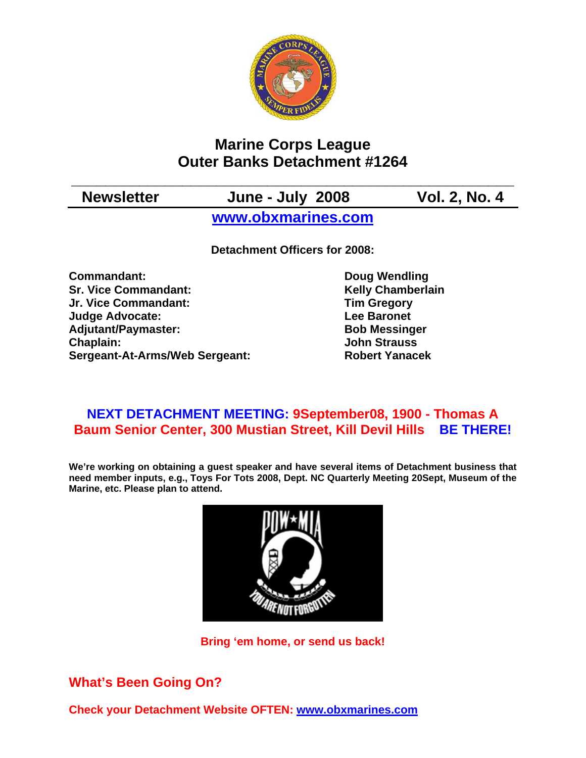# Marine Corps League
# Outer Banks Detachment #1264

| Newsletter | June - July 2008 | Vol. 2, No. 4 |
|---|---|---|

**www.obxmarines.com**

**Detachment Officers for 2008:**

| | |
|---|---|
| **Commandant:** | **Doug Wendling** |
| **Sr. Vice Commandant:** | **Kelly Chamberlain** |
| **Jr. Vice Commandant:** | **Tim Gregory** |
| **Judge Advocate:** | **Lee Baronet** |
| **Adjutant/Paymaster:** | **Bob Messinger** |
| **Chaplain:** | **John Strauss** |
| **Sergeant-At-Arms/Web Sergeant:** | **Robert Yanacek** |

**NEXT DETACHMENT MEETING: 9September08, 1900 - Thomas A Baum Senior Center, 300 Mustian Street, Kill Devil Hills BE THERE!**

**We're working on obtaining a guest speaker and have several items of Detachment business that need member inputs, e.g., Toys For Tots 2008, Dept. NC Quarterly Meeting 20Sept, Museum of the Marine, etc. Please plan to attend.**

**Bring 'em home, or send us back!**

## What's Been Going On?

**Check your Detachment Website OFTEN: www.obxmarines.com**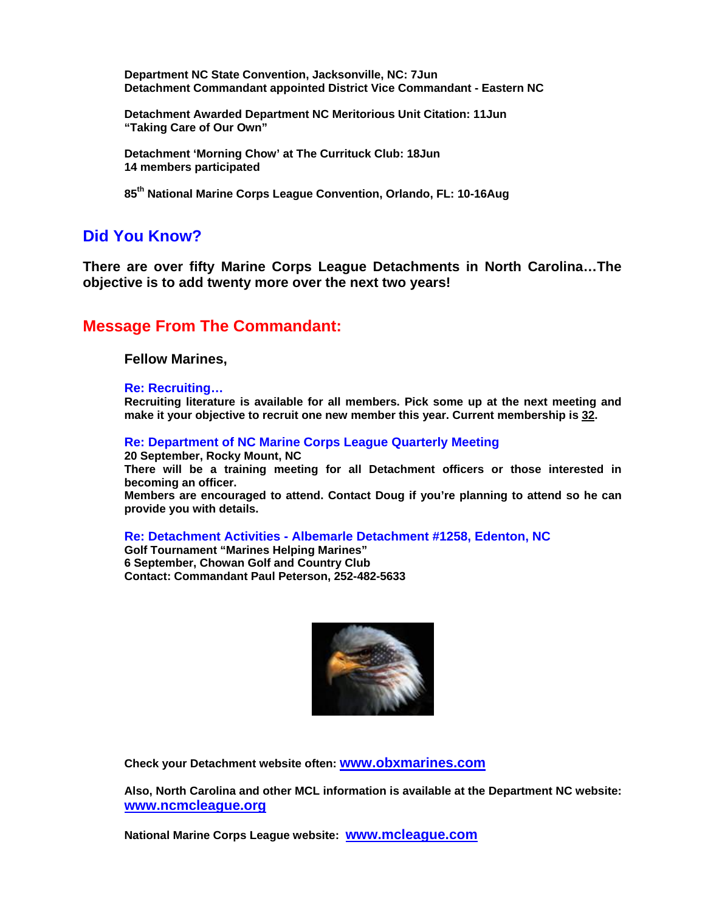**Department NC State Convention, Jacksonville, NC: 7Jun**
**Detachment Commandant appointed District Vice Commandant - Eastern NC**

**Detachment Awarded Department NC Meritorious Unit Citation: 11Jun**
**"Taking Care of Our Own"**

**Detachment 'Morning Chow' at The Currituck Club: 18Jun**
**14 members participated**

**85th National Marine Corps League Convention, Orlando, FL: 10-16Aug**

## Did You Know?

**There are over fifty Marine Corps League Detachments in North Carolina…The objective is to add twenty more over the next two years!**

## Message From The Commandant:

**Fellow Marines,**

### Re: Recruiting…

**Recruiting literature is available for all members. Pick some up at the next meeting and make it your objective to recruit one new member this year. Current membership is 32.**

### Re: Department of NC Marine Corps League Quarterly Meeting

**20 September, Rocky Mount, NC**
**There will be a training meeting for all Detachment officers or those interested in becoming an officer.**
**Members are encouraged to attend. Contact Doug if you're planning to attend so he can provide you with details.**

### Re: Detachment Activities - Albemarle Detachment #1258, Edenton, NC

**Golf Tournament "Marines Helping Marines"**
**6 September, Chowan Golf and Country Club**
**Contact: Commandant Paul Peterson, 252-482-5633**

**Check your Detachment website often: www.obxmarines.com**

**Also, North Carolina and other MCL information is available at the Department NC website: www.ncmcleague.org**

**National Marine Corps League website: www.mcleague.com**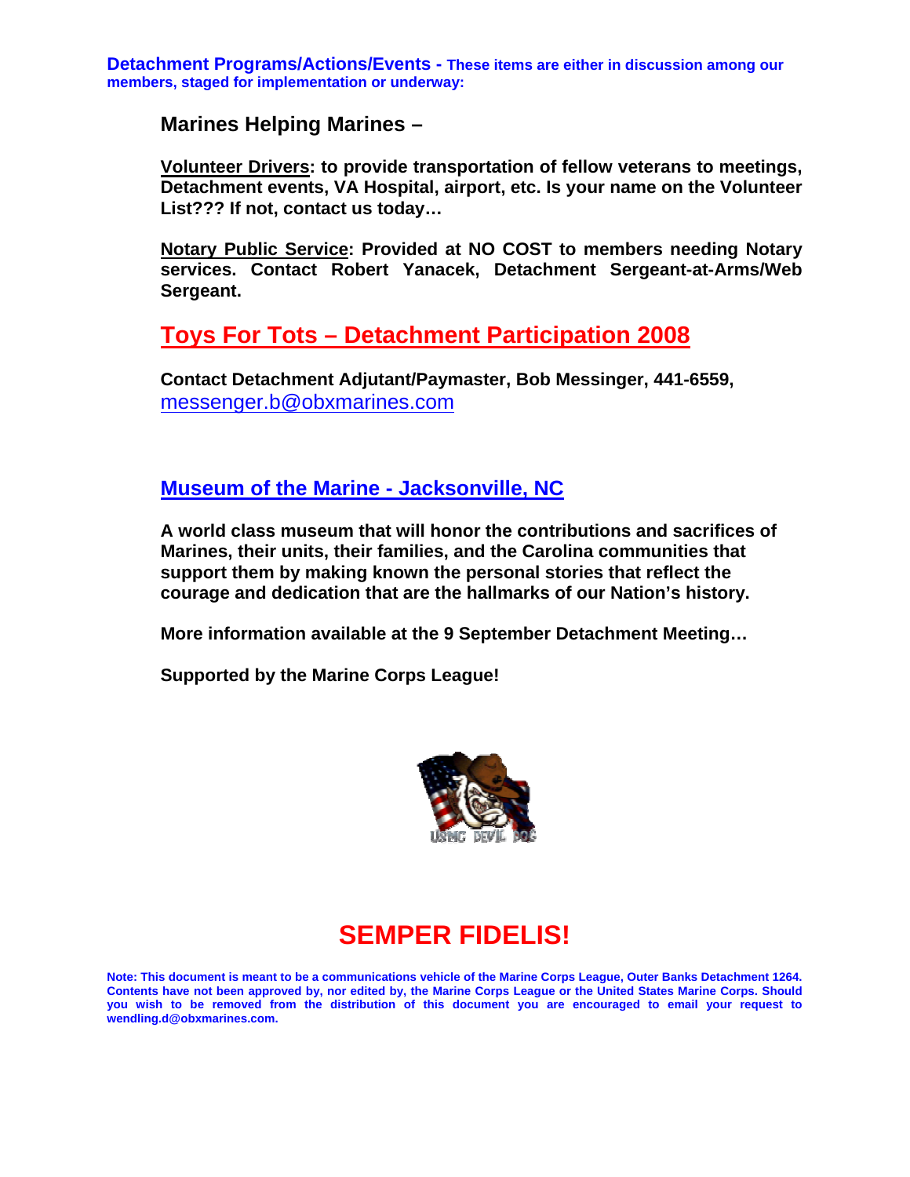**Detachment Programs/Actions/Events - These items are either in discussion among our members, staged for implementation or underway:**

### Marines Helping Marines –

**Volunteer Drivers: to provide transportation of fellow veterans to meetings, Detachment events, VA Hospital, airport, etc. Is your name on the Volunteer List??? If not, contact us today…**

**Notary Public Service: Provided at NO COST to members needing Notary services. Contact Robert Yanacek, Detachment Sergeant-at-Arms/Web Sergeant.**

## Toys For Tots – Detachment Participation 2008

**Contact Detachment Adjutant/Paymaster, Bob Messinger, 441-6559,** messenger.b@obxmarines.com

## Museum of the Marine - Jacksonville, NC

**A world class museum that will honor the contributions and sacrifices of Marines, their units, their families, and the Carolina communities that support them by making known the personal stories that reflect the courage and dedication that are the hallmarks of our Nation's history.**

**More information available at the 9 September Detachment Meeting…**

**Supported by the Marine Corps League!**

## SEMPER FIDELIS!

**Note: This document is meant to be a communications vehicle of the Marine Corps League, Outer Banks Detachment 1264. Contents have not been approved by, nor edited by, the Marine Corps League or the United States Marine Corps. Should you wish to be removed from the distribution of this document you are encouraged to email your request to wendling.d@obxmarines.com.**